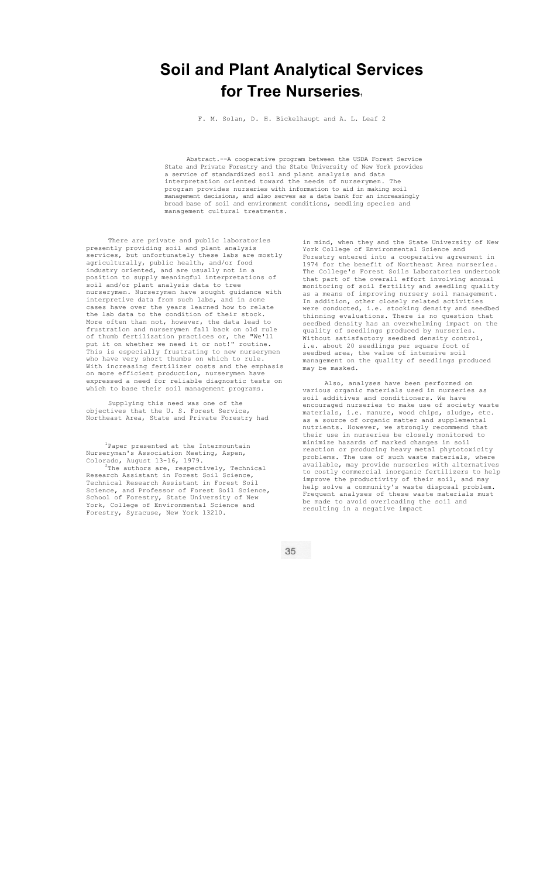# Soil and Plant Analytical Services for Tree Nurseries[1]

F. M. Solan, D. H. Bickelhaupt and A. L. Leaf [2]

Abstract.--A cooperative program between the USDA Forest Service State and Private Forestry and the State University of New York provides a service of standardized soil and plant analysis and data interpretation oriented toward the needs of nurserymen. The program provides nurseries with information to aid in making soil management decisions, and also serves as a data bank for an increasingly broad base of soil and environment conditions, seedling species and management cultural treatments.

There are private and public laboratories presently providing soil and plant analysis services, but unfortunately these labs are mostly agriculturally, public health, and/or food industry oriented, and are usually not in a position to supply meaningful interpretations of soil and/or plant analysis data to tree nurserymen. Nurserymen have sought guidance with interpretive data from such labs, and in some cases have over the years learned how to relate the lab data to the condition of their stock. More often than not, however, the data lead to frustration and nurserymen fall back on old rule of thumb fertilization practices or, the "We'll put it on whether we need it or not!" routine. This is especially frustrating to new nurserymen who have very short thumbs on which to rule. With increasing fertilizer costs and the emphasis on more efficient production, nurserymen have expressed a need for reliable diagnostic tests on which to base their soil management programs.

Supplying this need was one of the objectives that the U. S. Forest Service, Northeast Area, State and Private Forestry had in mind, when they and the State University of New York College of Environmental Science and Forestry entered into a cooperative agreement in 1974 for the benefit of Northeast Area nurseries. The College's Forest Soils Laboratories undertook that part of the overall effort involving annual monitoring of soil fertility and seedling quality as a means of improving nursery soil management. In addition, other closely related activities were conducted, i.e. stocking density and seedbed thinning evaluations. There is no question that seedbed density has an overwhelming impact on the quality of seedlings produced by nurseries. Without satisfactory seedbed density control, i.e. about 20 seedlings per square foot of seedbed area, the value of intensive soil management on the quality of seedlings produced may be masked.

Also, analyses have been performed on various organic materials used in nurseries as soil additives and conditioners. We have encouraged nurseries to make use of society waste materials, i.e. manure, wood chips, sludge, etc. as a source of organic matter and supplemental nutrients. However, we strongly recommend that their use in nurseries be closely monitored to minimize hazards of marked changes in soil reaction or producing heavy metal phytotoxicity problems. The use of such waste materials, where available, may provide nurseries with alternatives to costly commercial inorganic fertilizers to help improve the productivity of their soil, and may help solve a community's waste disposal problem. Frequent analyses of these waste materials must be made to avoid overloading the soil and resulting in a negative impact

[1] Paper presented at the Intermountain Nurseryman's Association Meeting, Aspen, Colorado, August 13-16, 1979.

[2] The authors are, respectively, Technical Research Assistant in Forest Soil Science, Technical Research Assistant in Forest Soil Science, and Professor of Forest Soil Science, School of Forestry, State University of New York, College of Environmental Science and Forestry, Syracuse, New York 13210.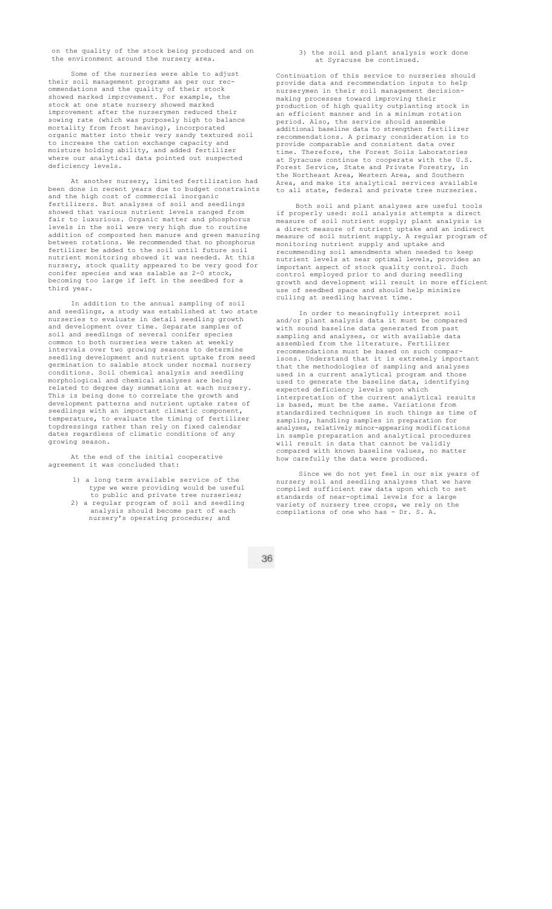on the quality of the stock being produced and on the environment around the nursery area.

Some of the nurseries were able to adjust their soil management programs as per our recommendations and the quality of their stock showed marked improvement. For example, the stock at one state nursery showed marked improvement after the nurserymen reduced their sowing rate (which was purposely high to balance mortality from frost heaving), incorporated organic matter into their very sandy textured soil to increase the cation exchange capacity and moisture holding ability, and added fertilizer where our analytical data pointed out suspected deficiency levels.

At another nursery, limited fertilization had been done in recent years due to budget constraints and the high cost of commercial inorganic fertilizers. But analyses of soil and seedlings showed that various nutrient levels ranged from fair to luxurious. Organic matter and phosphorus levels in the soil were very high due to routine addition of composted hen manure and green manuring between rotations. We recommended that no phosphorus fertilizer be added to the soil until future soil nutrient monitoring showed it was needed. At this nursery, stock quality appeared to be very good for conifer species and was salable as 2-0 stock, becoming too large if left in the seedbed for a third year.

In addition to the annual sampling of soil and seedlings, a study was established at two state nurseries to evaluate in detail seedling growth and development over time. Separate samples of soil and seedlings of several conifer species common to both nurseries were taken at weekly intervals over two growing seasons to determine seedling development and nutrient uptake from seed germination to salable stock under normal nursery conditions. Soil chemical analysis and seedling morphological and chemical analyses are being related to degree day summations at each nursery. This is being done to correlate the growth and development patterns and nutrient uptake rates of seedlings with an important climatic component, temperature, to evaluate the timing of fertilizer topdressings rather than rely on fixed calendar dates regardless of climatic conditions of any growing season.

At the end of the initial cooperative agreement it was concluded that:

1) a long term available service of the *type* we were providing would be useful to public and private tree nurseries;
2) a regular program of soil and seedling analysis should become part of each nursery's operating procedure; and
3) the soil and plant analysis work done at Syracuse be continued.

Continuation of this service to nurseries should provide data and recommendation inputs to help nurserymen in their soil management decision-making processes toward improving their production of high quality outplanting stock in an efficient manner and in a minimum rotation period. Also, the service should assemble additional baseline data to strengthen fertilizer recommendations. A primary consideration is to provide comparable and consistent data over time. Therefore, the Forest Soils Laboratories at Syracuse continue to cooperate with the U.S. Forest Service, State and Private Forestry, in the Northeast Area, Western Area, and Southern Area, and make its analytical services available to all state, federal and private tree nurseries.

Both soil and plant analyses are useful tools if properly used: soil analysis attempts a direct measure of soil nutrient supply; plant analysis is a direct measure of nutrient uptake and an indirect measure of soil nutrient supply. A regular program of monitoring nutrient supply and uptake and recommending soil amendments when needed to keep nutrient levels at near optimal levels, provides an important aspect of stock quality control. Such control employed prior to and during seedling growth and development will result in more efficient use of seedbed space and should help minimize culling at seedling harvest time.

In order to meaningfully interpret soil and/or plant analysis data it must be compared with sound baseline data generated from past sampling and analyses, or with available data assembled from the literature. Fertilizer recommendations must be based on such comparisons. Understand that it is extremely important that the methodologies of sampling and analyses used in a current analytical program and those used to generate the baseline data, identifying expected deficiency levels upon which interpretation of the current analytical results is based, must be the same. Variations from standardized techniques in such things as time of sampling, handling samples in preparation for analyses, relatively minor-appearing modifications in sample preparation and analytical procedures will result in data that cannot be validly compared with known baseline values, no matter how carefully the data were produced.

Since we do not yet feel in our six years of nursery soil and seedling analyses that we have compiled sufficient raw data upon which to set standards of near-optimal levels for a large variety of nursery tree crops, we rely on the compilations of one who has - Dr. S. A.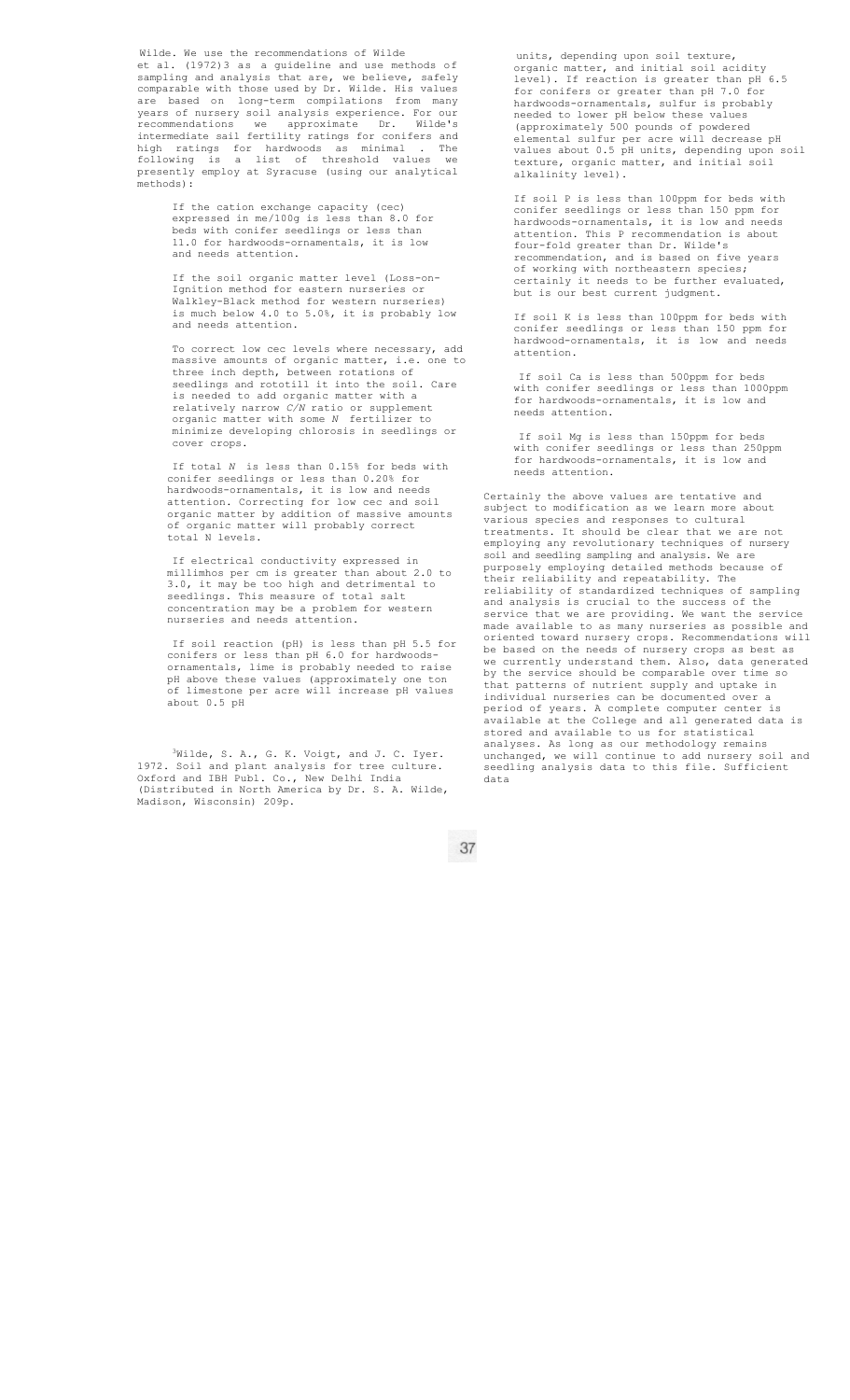Wilde. We use the recommendations of Wilde et al. (1972)[3] as a guideline and use methods of sampling and analysis that are, we believe, safely comparable with those used by Dr. Wilde. His values are based on long-term compilations from many years of nursery soil analysis experience. For our recommendations we approximate Dr. Wilde's intermediate sail fertility ratings for conifers and high ratings for hardwoods as minimal . The following is a list of threshold values we presently employ at Syracuse (using our analytical methods):

If the cation exchange capacity (cec) expressed in me/100g is less than 8.0 for beds with conifer seedlings or less than 11.0 for hardwoods-ornamentals, it is low and needs attention.

If the soil organic matter level (Loss-on-Ignition method for eastern nurseries or Walkley-Black method for western nurseries) is much below 4.0 to 5.0%, it is probably low and needs attention.

To correct low cec levels where necessary, add massive amounts of organic matter, i.e. one to three inch depth, between rotations of seedlings and rototill it into the soil. Care is needed to add organic matter with a relatively narrow *C/N* ratio or supplement organic matter with some *N* fertilizer to minimize developing chlorosis in seedlings or cover crops.

If total *N* is less than 0.15% for beds with conifer seedlings or less than 0.20% for hardwoods-ornamentals, it is low and needs attention. Correcting for low cec and soil organic matter by addition of massive amounts of organic matter will probably correct total N levels.

If electrical conductivity expressed in millimhos per cm is greater than about 2.0 to 3.0, it may be too high and detrimental to seedlings. This measure of total salt concentration may be a problem for western nurseries and needs attention.

If soil reaction (pH) is less than pH 5.5 for conifers or less than pH 6.0 for hardwoods-ornamentals, lime is probably needed to raise pH above these values (approximately one ton of limestone per acre will increase pH values about 0.5 pH units, depending upon soil texture, organic matter, and initial soil acidity level). If reaction is greater than pH 6.5 for conifers or greater than pH 7.0 for hardwoods-ornamentals, sulfur is probably needed to lower pH below these values (approximately 500 pounds of powdered elemental sulfur per acre will decrease pH values about 0.5 pH units, depending upon soil texture, organic matter, and initial soil alkalinity level).

If soil P is less than 100ppm for beds with conifer seedlings or less than 150 ppm for hardwoods-ornamentals, it is low and needs attention. This P recommendation is about four-fold greater than Dr. Wilde's recommendation, and is based on five years of working with northeastern species; certainly it needs to be further evaluated, but is our best current judgment.

If soil K is less than 100ppm for beds with conifer seedlings or less than 150 ppm for hardwood-ornamentals, it is low and needs attention.

If soil Ca is less than 500ppm for beds with conifer seedlings or less than 1000ppm for hardwoods-ornamentals, it is low and needs attention.

If soil Mg is less than 150ppm for beds with conifer seedlings or less than 250ppm for hardwoods-ornamentals, it is low and needs attention.

Certainly the above values are tentative and subject to modification as we learn more about various species and responses to cultural treatments. It should be clear that we are not employing any revolutionary techniques of nursery soil and seedling sampling and analysis. We are purposely employing detailed methods because of their reliability and repeatability. The reliability of standardized techniques of sampling and analysis is crucial to the success of the service that we are providing. We want the service made available to as many nurseries as possible and oriented toward nursery crops. Recommendations will be based on the needs of nursery crops as best as we currently understand them. Also, data generated by the service should be comparable over time so that patterns of nutrient supply and uptake in individual nurseries can be documented over a period of years. A complete computer center is available at the College and all generated data is stored and available to us for statistical analyses. As long as our methodology remains unchanged, we will continue to add nursery soil and seedling analysis data to this file. Sufficient data

[3]Wilde, S. A., G. K. Voigt, and J. C. Iyer. 1972. Soil and plant analysis for tree culture. Oxford and IBH Publ. Co., New Delhi India (Distributed in North America by Dr. S. A. Wilde, Madison, Wisconsin) 209p.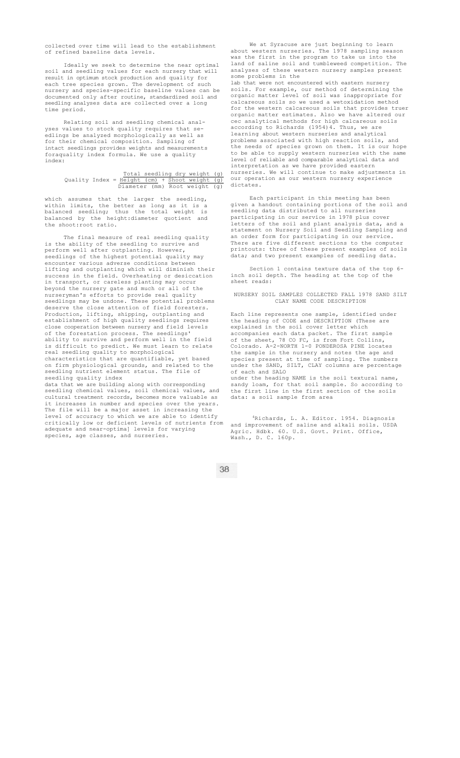collected over time will lead to the establishment of refined baseline data levels.

Ideally we seek to determine the near optimal soil and seedling values for each nursery that will result in optimum stock production and quality for each tree species grown. The development of such nursery and species-specific baseline values can be documented only after routine, standardized soil and seedling analyses data are collected over a long time period.

Relating soil and seedling chemical analyses values to stock quality requires that seedlings be analyzed morphologically as well as for their chemical composition. Sampling of intact seedlings provides weights and measurements foraquality index formula. We use a quality index:

$$\text{Quality Index} = \frac{\text{Total seedling dry weight (g)}}{\frac{\text{Height (cm)}}{\text{Diameter (mm)}} + \frac{\text{Shoot weight (g)}}{\text{Root weight (g)}}}$$

which assumes that the larger the seedling, within limits, the better as long as it is a balanced seedling; thus the total weight is balanced by the height:diameter quotient and the shoot:root ratio.

The final measure of real seedling quality is the ability of the seedling to survive and perform well after outplanting. However, seedlings of the highest potential quality may encounter various adverse conditions between lifting and outplanting which will diminish their success in the field. Overheating or desiccation in transport, or careless planting may occur beyond the nursery gate and much or all of the nurseryman's efforts to provide real quality seedlings may be undone. These potential problems deserve the close attention of field foresters. Production, lifting, shipping, outplanting and establishment of high quality seedlings requires close cooperation between nursery and field levels of the forestation process. The seedlings' ability to survive and perform well in the field is difficult to predict. We must learn to relate real seedling quality to morphological characteristics that are quantifiable, yet based on firm physiological grounds, and related to the seedling nutrient element status. The file of seedling quality index data that we are building along with corresponding seedling chemical values, soil chemical values, and cultural treatment records, becomes more valuable as it increases in number and species over the years. The file will be a major asset in increasing the level of accuracy to which we are able to identify critically low or deficient levels of nutrients from adequate and near-optimal levels for varying species, age classes, and nurseries.

We at Syracuse are just beginning to learn about western nurseries. The 1978 sampling season was the first in the program to take us into the land of saline soil and tumbleweed competition. The analyses of these western nursery samples present some problems in the lab that were not encountered with eastern nursery soils. For example, our method of determining the organic matter level of soil was inappropriate for calcareous soils so we used a wetoxidation method for the western calcareous soils that provides truer organic matter estimates. Also we have altered our cec analytical methods for high calcareous soils according to Richards (1954)[4]. Thus, we are learning about western nurseries and analytical problems associated with high reaction soils, and the needs of species grown on them. It is our hope to be able to supply western nurseries with the same level of reliable and comparable analytical data and interpretation as we have provided eastern nurseries. We will continue to make adjustments in our operation as our western nursery experience dictates.

Each participant in this meeting has been given a handout containing portions of the soil and seedling data distributed to all nurseries participating in our service in 1978 plus cover letters of the soil and plant analysis data, and a statement on Nursery Soil and Seedling Sampling and an order form for participating in our service. There are five different sections to the computer printouts: three of these present examples of soils data; and two present examples of seedling data.

Section 1 contains texture data of the top 6-inch soil depth. The heading at the top of the sheet reads:

NURSERY SOIL SAMPLES COLLECTED FALL 1978 SAND SILT CLAY NAME CODE DESCRIPTION

Each line represents one sample, identified under the heading of CODE and DESCRIPTION (These are explained in the soil cover letter which accompanies each data packet. The first sample of the sheet, 78 CO FC, is from Fort Collins, Colorado. A-2-NORTH 1-0 PONDEROSA PINE locates the sample in the nursery and notes the age and species present at time of sampling. The numbers under the SAND, SILT, CLAY columns are percentage of each and SALO under the heading NAME is the soil textural name, sandy loam, for that soil sample. So according to the first line in the first section of the soils data: a soil sample from area

[4]Richards, L. A. Editor. 1954. Diagnosis and improvement of saline and alkali soils. USDA Agric. Hdbk. 60. U.S. Govt. Print. Office, Wash., D. C. 160p.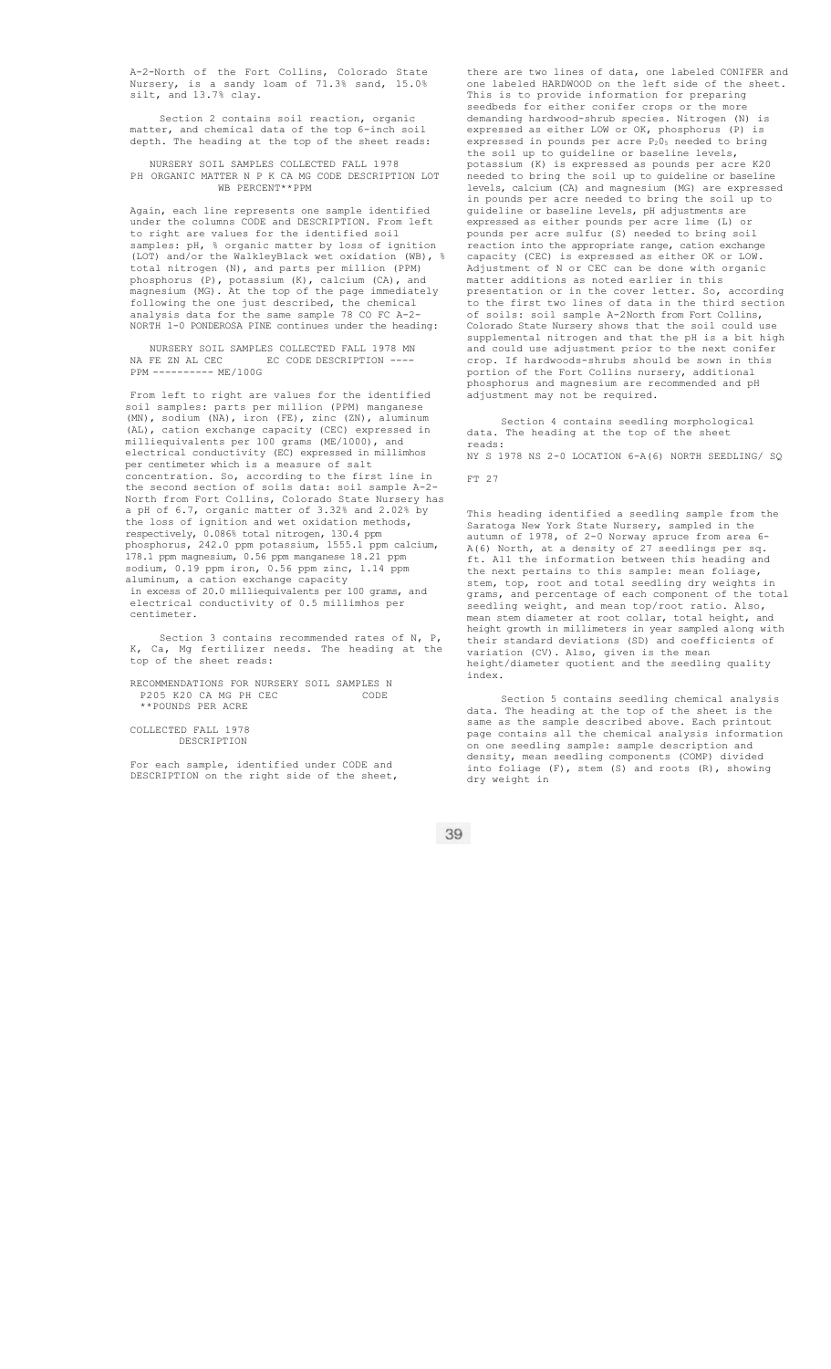A-2-North of the Fort Collins, Colorado State Nursery, is a sandy loam of 71.3% sand, 15.0% silt, and 13.7% clay.

Section 2 contains soil reaction, organic matter, and chemical data of the top 6-inch soil depth. The heading at the top of the sheet reads:

```
NURSERY SOIL SAMPLES COLLECTED FALL 1978
PH ORGANIC MATTER N P K CA MG CODE DESCRIPTION LOT
WB PERCENT**PPM
```

Again, each line represents one sample identified under the columns CODE and DESCRIPTION. From left to right are values for the identified soil samples: pH, % organic matter by loss of ignition (LOT) and/or the WalkleyBlack wet oxidation (WB), % total nitrogen (N), and parts per million (PPM) phosphorus (P), potassium (K), calcium (CA), and magnesium (MG). At the top of the page immediately following the one just described, the chemical analysis data for the same sample 78 CO FC A-2-NORTH 1-0 PONDEROSA PINE continues under the heading:

```
NURSERY SOIL SAMPLES COLLECTED FALL 1978 MN
NA FE ZN AL CEC        EC CODE DESCRIPTION ----
PPM ---------- ME/100G
```

From left to right are values for the identified soil samples: parts per million (PPM) manganese (MN), sodium (NA), iron (FE), zinc (ZN), aluminum (AL), cation exchange capacity (CEC) expressed in milliequivalents per 100 grams (ME/1000), and electrical conductivity (EC) expressed in millimhos per centimeter which is a measure of salt concentration. So, according to the first line in the second section of soils data: soil sample A-2-North from Fort Collins, Colorado State Nursery has a pH of 6.7, organic matter of 3.32% and 2.02% by the loss of ignition and wet oxidation methods, respectively, 0.086% total nitrogen, 130.4 ppm phosphorus, 242.0 ppm potassium, 1555.1 ppm calcium, 178.1 ppm magnesium, 0.56 ppm manganese 18.21 ppm sodium, 0.19 ppm iron, 0.56 ppm zinc, 1.14 ppm aluminum, a cation exchange capacity in excess of 20.0 milliequivalents per 100 grams, and electrical conductivity of 0.5 millimhos per centimeter.

Section 3 contains recommended rates of N, P, K, Ca, Mg fertilizer needs. The heading at the top of the sheet reads:

```
RECOMMENDATIONS FOR NURSERY SOIL SAMPLES N
P205 K20 CA MG PH CEC             CODE
**POUNDS PER ACRE

COLLECTED FALL 1978
       DESCRIPTION
```

For each sample, identified under CODE and DESCRIPTION on the right side of the sheet, there are two lines of data, one labeled CONIFER and one labeled HARDWOOD on the left side of the sheet. This is to provide information for preparing seedbeds for either conifer crops or the more demanding hardwood-shrub species. Nitrogen (N) is expressed as either LOW or OK, phosphorus (P) is expressed in pounds per acre $P_2O_5$ needed to bring the soil up to guideline or baseline levels, potassium (K) is expressed as pounds per acre K20 needed to bring the soil up to guideline or baseline levels, calcium (CA) and magnesium (MG) are expressed in pounds per acre needed to bring the soil up to guideline or baseline levels, pH adjustments are expressed as either pounds per acre lime (L) or pounds per acre sulfur (S) needed to bring soil reaction into the appropriate range, cation exchange capacity (CEC) is expressed as either OK or LOW. Adjustment of N or CEC can be done with organic matter additions as noted earlier in this presentation or in the cover letter. So, according to the first two lines of data in the third section of soils: soil sample A-2North from Fort Collins, Colorado State Nursery shows that the soil could use supplemental nitrogen and that the pH is a bit high and could use adjustment prior to the next conifer crop. If hardwoods-shrubs should be sown in this portion of the Fort Collins nursery, additional phosphorus and magnesium are recommended and pH adjustment may not be required.

Section 4 contains seedling morphological data. The heading at the top of the sheet reads:

```
NY S 1978 NS 2-0 LOCATION 6-A(6) NORTH SEEDLING/ SQ

FT 27
```

This heading identified a seedling sample from the Saratoga New York State Nursery, sampled in the autumn of 1978, of 2-0 Norway spruce from area 6-A(6) North, at a density of 27 seedlings per sq. ft. All the information between this heading and the next pertains to this sample: mean foliage, stem, top, root and total seedling dry weights in grams, and percentage of each component of the total seedling weight, and mean top/root ratio. Also, mean stem diameter at root collar, total height, and height growth in millimeters in year sampled along with their standard deviations (SD) and coefficients of variation (CV). Also, given is the mean height/diameter quotient and the seedling quality index.

Section 5 contains seedling chemical analysis data. The heading at the top of the sheet is the same as the sample described above. Each printout page contains all the chemical analysis information on one seedling sample: sample description and density, mean seedling components (COMP) divided into foliage (F), stem (S) and roots (R), showing dry weight in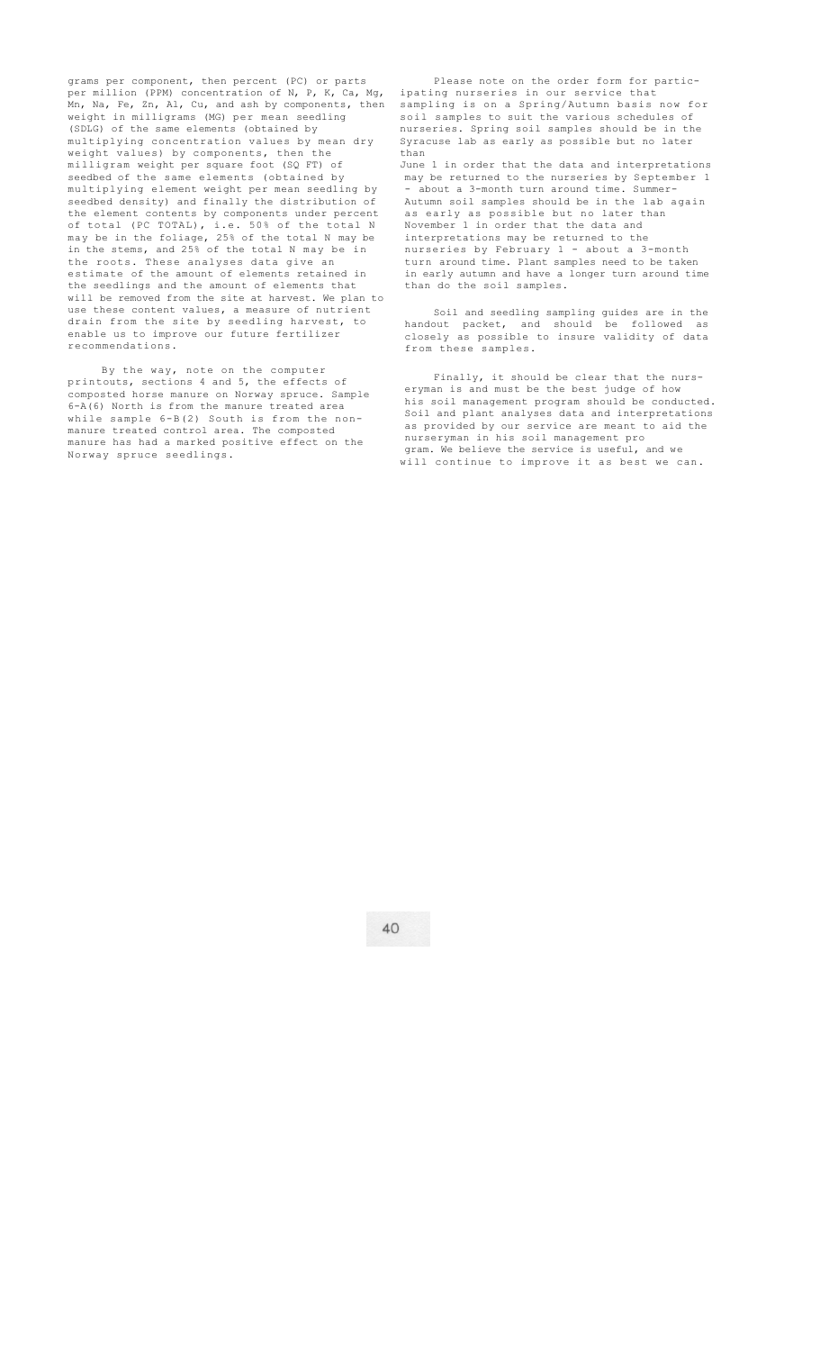grams per component, then percent (PC) or parts per million (PPM) concentration of N, P, K, Ca, Mg, Mn, Na, Fe, Zn, Al, Cu, and ash by components, then weight in milligrams (MG) per mean seedling (SDLG) of the same elements (obtained by multiplying concentration values by mean dry weight values) by components, then the milligram weight per square foot (SQ FT) of seedbed of the same elements (obtained by multiplying element weight per mean seedling by seedbed density) and finally the distribution of the element contents by components under percent of total (PC TOTAL), i.e. 50% of the total N may be in the foliage, 25% of the total N may be in the stems, and 25% of the total N may be in the roots. These analyses data give an estimate of the amount of elements retained in the seedlings and the amount of elements that will be removed from the site at harvest. We plan to use these content values, a measure of nutrient drain from the site by seedling harvest, to enable us to improve our future fertilizer recommendations.

By the way, note on the computer printouts, sections 4 and 5, the effects of composted horse manure on Norway spruce. Sample 6-A(6) North is from the manure treated area while sample 6-B(2) South is from the non-manure treated control area. The composted manure has had a marked positive effect on the Norway spruce seedlings.

Please note on the order form for participating nurseries in our service that sampling is on a Spring/Autumn basis now for soil samples to suit the various schedules of nurseries. Spring soil samples should be in the Syracuse lab as early as possible but no later than June 1 in order that the data and interpretations may be returned to the nurseries by September 1 - about a 3-month turn around time. Summer-Autumn soil samples should be in the lab again as early as possible but no later than November 1 in order that the data and interpretations may be returned to the nurseries by February 1 - about a 3-month turn around time. Plant samples need to be taken in early autumn and have a longer turn around time than do the soil samples.

Soil and seedling sampling guides are in the handout packet, and should be followed as closely as possible to insure validity of data from these samples.

Finally, it should be clear that the nurseryman is and must be the best judge of how his soil management program should be conducted. Soil and plant analyses data and interpretations as provided by our service are meant to aid the nurseryman in his soil management program. We believe the service is useful, and we will continue to improve it as best we can.